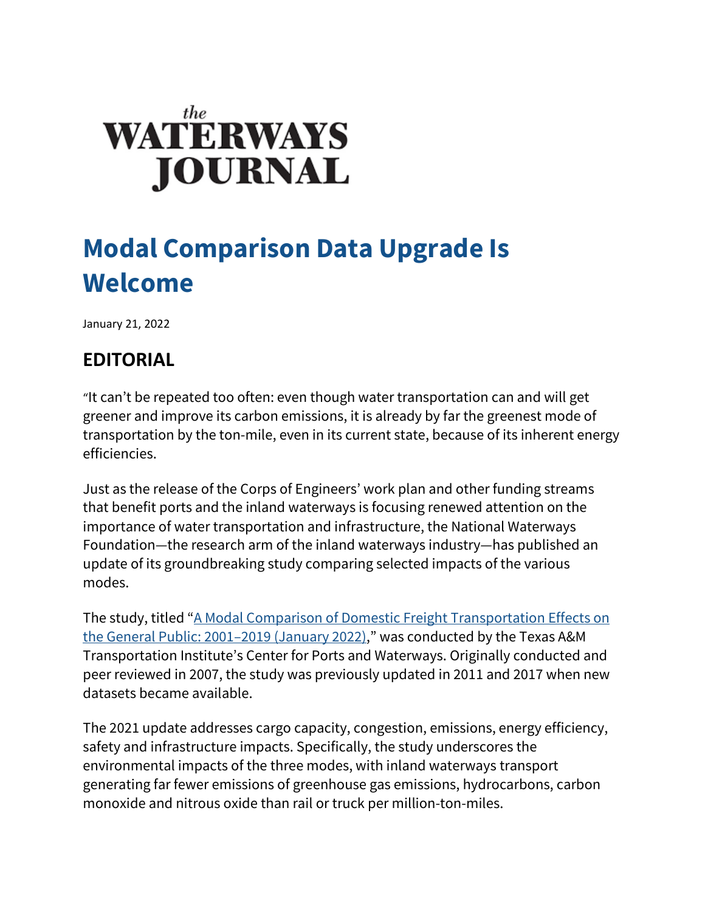the
# WATERWAYS JOURNAL

# Modal Comparison Data Upgrade Is Welcome

January 21, 2022

## EDITORIAL

"It can't be repeated too often: even though water transportation can and will get greener and improve its carbon emissions, it is already by far the greenest mode of transportation by the ton-mile, even in its current state, because of its inherent energy efficiencies.

Just as the release of the Corps of Engineers' work plan and other funding streams that benefit ports and the inland waterways is focusing renewed attention on the importance of water transportation and infrastructure, the National Waterways Foundation—the research arm of the inland waterways industry—has published an update of its groundbreaking study comparing selected impacts of the various modes.

The study, titled "A Modal Comparison of Domestic Freight Transportation Effects on the General Public: 2001–2019 (January 2022)," was conducted by the Texas A&M Transportation Institute's Center for Ports and Waterways. Originally conducted and peer reviewed in 2007, the study was previously updated in 2011 and 2017 when new datasets became available.

The 2021 update addresses cargo capacity, congestion, emissions, energy efficiency, safety and infrastructure impacts. Specifically, the study underscores the environmental impacts of the three modes, with inland waterways transport generating far fewer emissions of greenhouse gas emissions, hydrocarbons, carbon monoxide and nitrous oxide than rail or truck per million-ton-miles.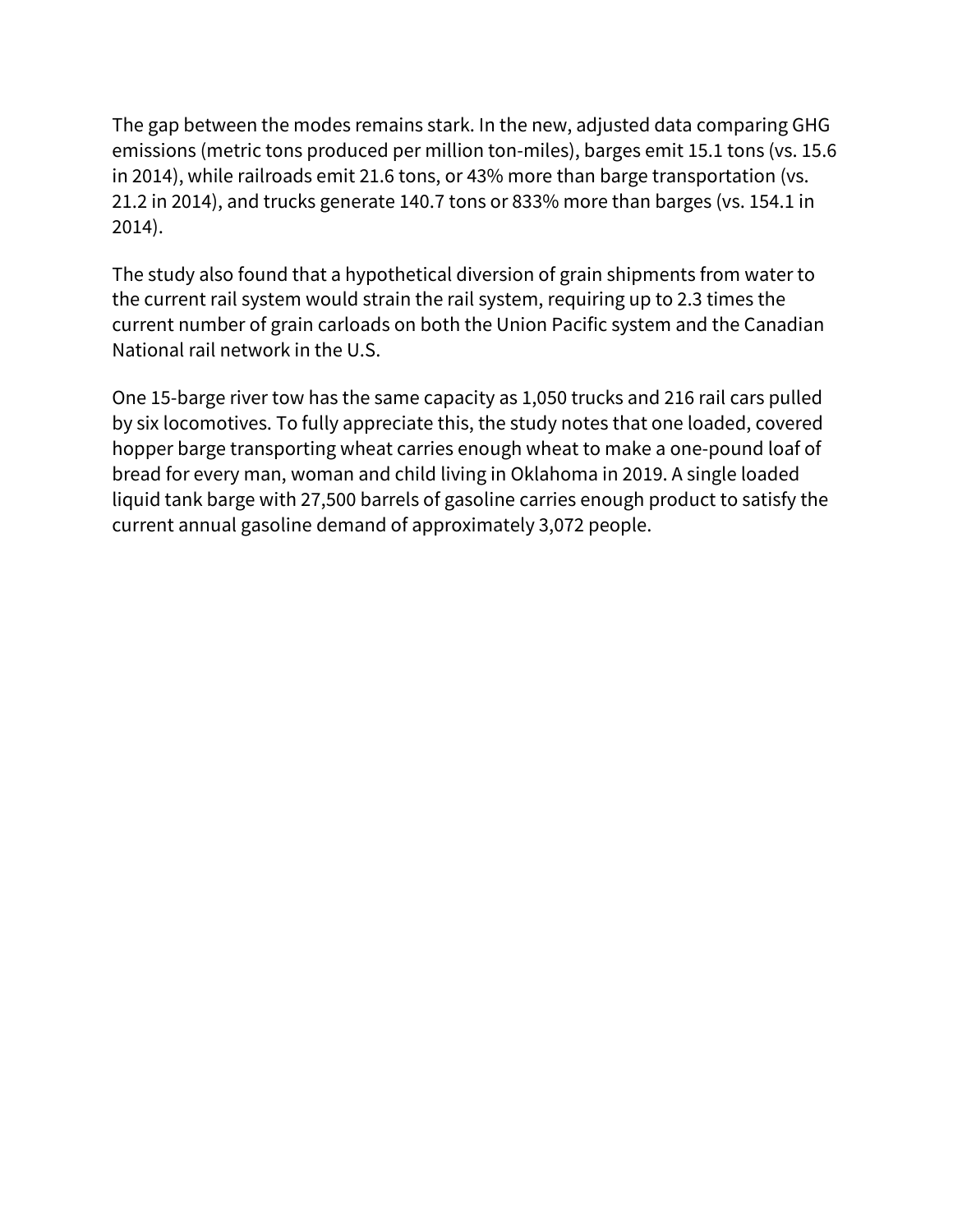The gap between the modes remains stark. In the new, adjusted data comparing GHG emissions (metric tons produced per million ton-miles), barges emit 15.1 tons (vs. 15.6 in 2014), while railroads emit 21.6 tons, or 43% more than barge transportation (vs. 21.2 in 2014), and trucks generate 140.7 tons or 833% more than barges (vs. 154.1 in 2014).

The study also found that a hypothetical diversion of grain shipments from water to the current rail system would strain the rail system, requiring up to 2.3 times the current number of grain carloads on both the Union Pacific system and the Canadian National rail network in the U.S.

One 15-barge river tow has the same capacity as 1,050 trucks and 216 rail cars pulled by six locomotives. To fully appreciate this, the study notes that one loaded, covered hopper barge transporting wheat carries enough wheat to make a one-pound loaf of bread for every man, woman and child living in Oklahoma in 2019. A single loaded liquid tank barge with 27,500 barrels of gasoline carries enough product to satisfy the current annual gasoline demand of approximately 3,072 people.